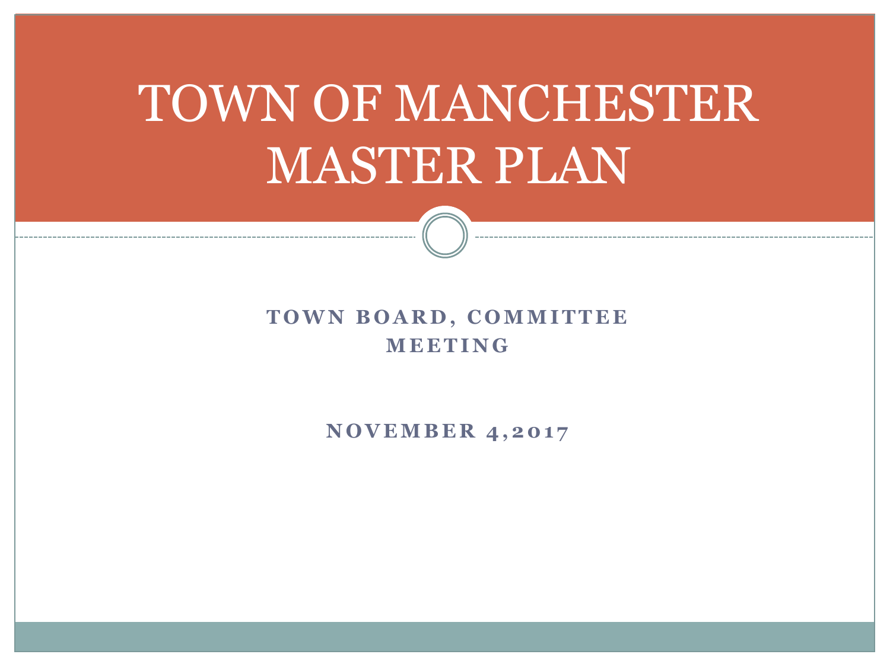# TOWN OF MANCHESTER MASTER PLAN

**TOWN BOARD, COMMITTEE MEETING**

**NOVEMBER 4,2017**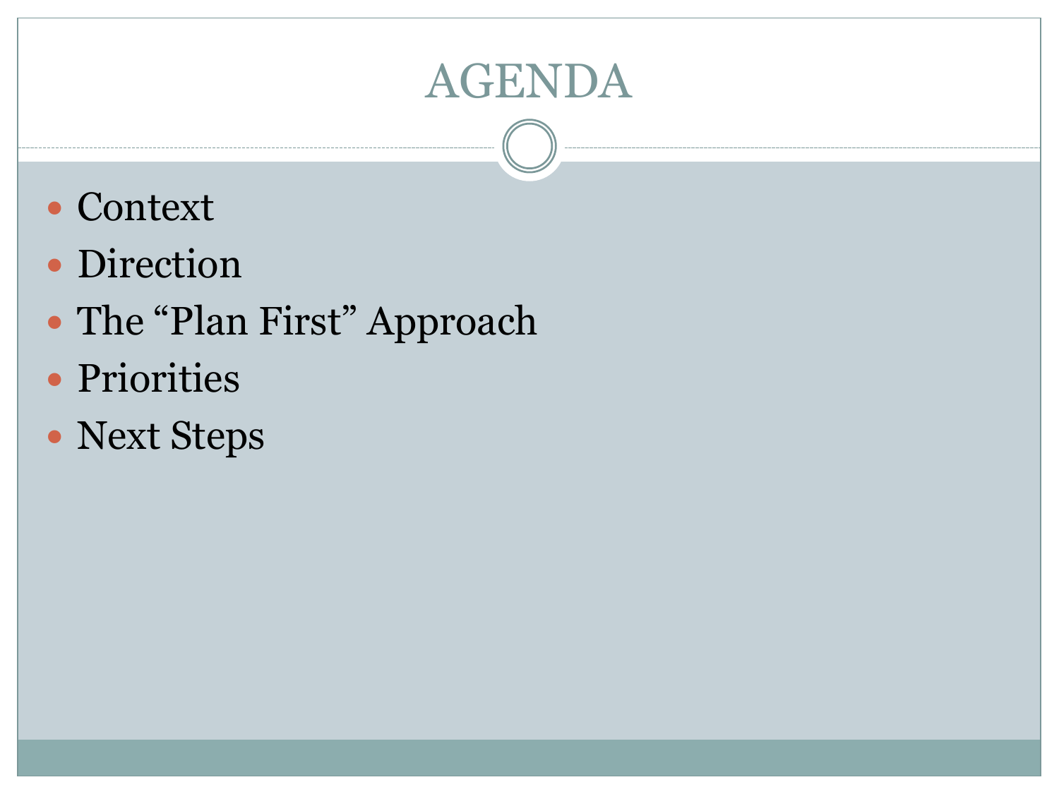# AGENDA

- Context
- Direction
- The “Plan First” Approach
- Priorities
- Next Steps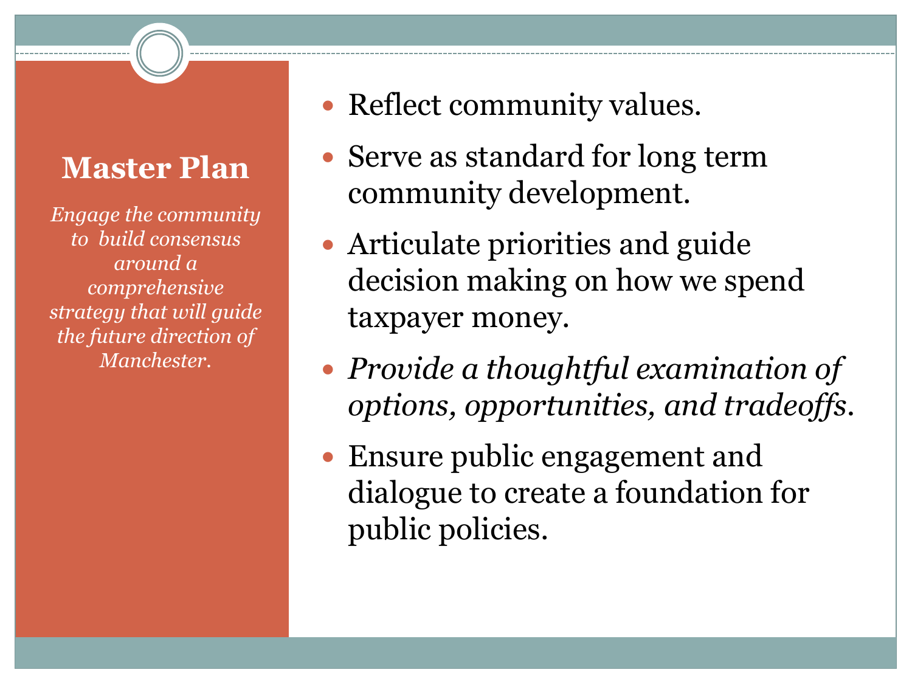## Master Plan

*Engage the community to build consensus around a comprehensive strategy that will guide the future direction of Manchester.*

- Reflect community values.
- Serve as standard for long term community development.
- Articulate priorities and guide decision making on how we spend taxpayer money.
- *Provide a thoughtful examination of options, opportunities, and tradeoffs*.
- Ensure public engagement and dialogue to create a foundation for public policies.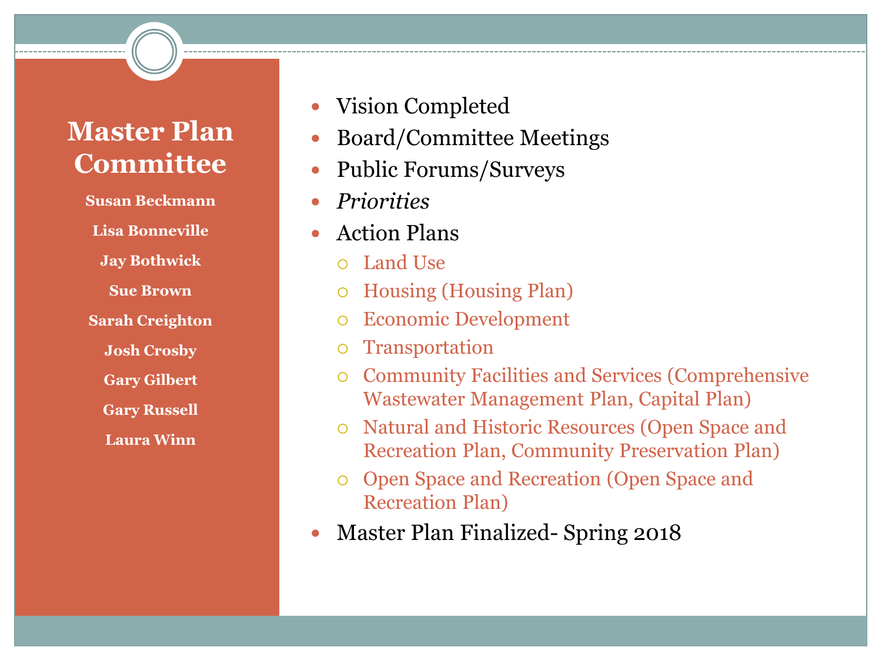## Master Plan Committee

**Susan Beckmann**

**Lisa Bonneville**

**Jay Bothwick**

**Sue Brown**

**Sarah Creighton**

**Josh Crosby**

**Gary Gilbert**

**Gary Russell**

**Laura Winn**

- Vision Completed
- Board/Committee Meetings
- Public Forums/Surveys
- *Priorities*
- Action Plans
  - Land Use
  - Housing (Housing Plan)
  - Economic Development
  - Transportation
  - Community Facilities and Services (Comprehensive Wastewater Management Plan, Capital Plan)
  - Natural and Historic Resources (Open Space and Recreation Plan, Community Preservation Plan)
  - Open Space and Recreation (Open Space and Recreation Plan)
- Master Plan Finalized- Spring 2018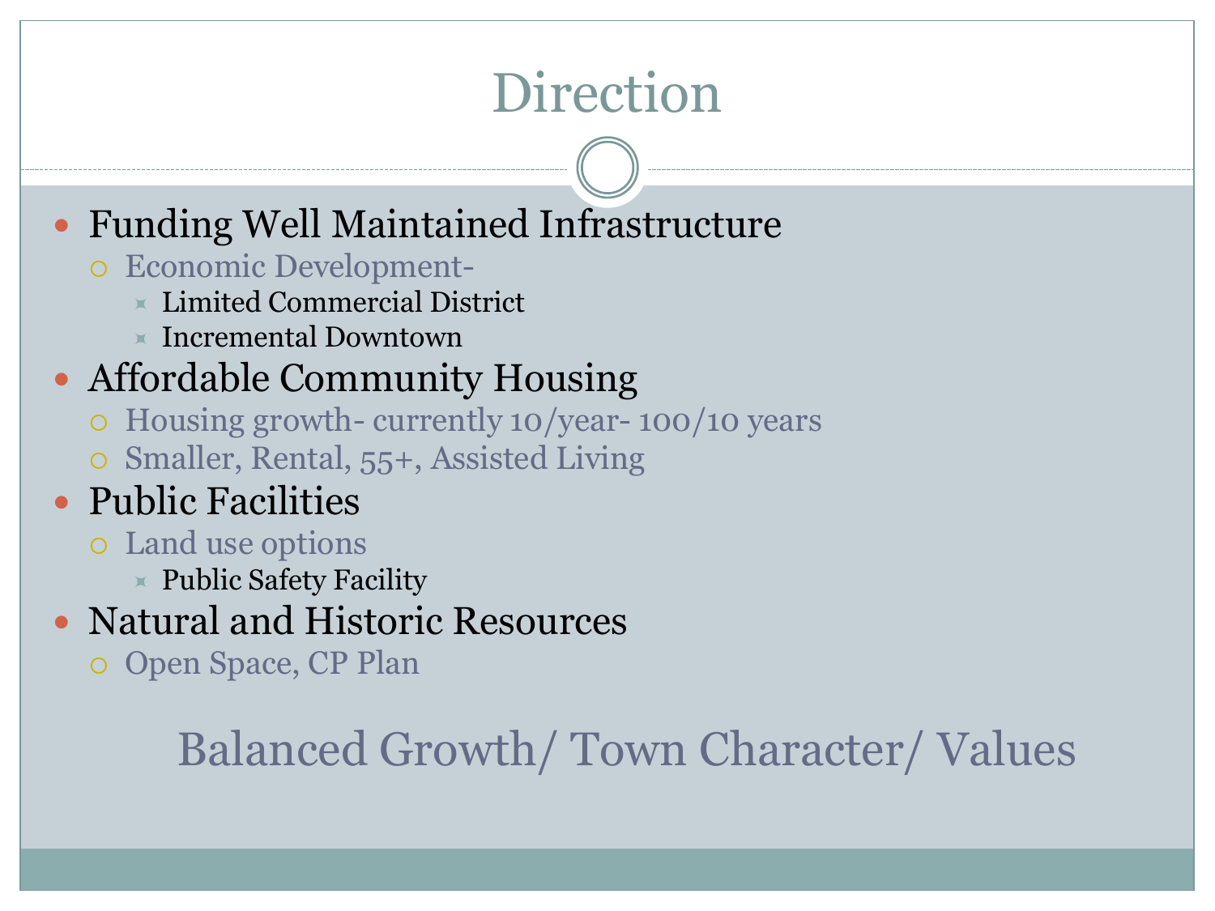# Direction

- Funding Well Maintained Infrastructure
  - Economic Development-
    - Limited Commercial District
    - Incremental Downtown
- Affordable Community Housing
  - Housing growth- currently 10/year- 100/10 years
  - Smaller, Rental, 55+, Assisted Living
- Public Facilities
  - Land use options
    - Public Safety Facility
- Natural and Historic Resources
  - Open Space, CP Plan

Balanced Growth/ Town Character/ Values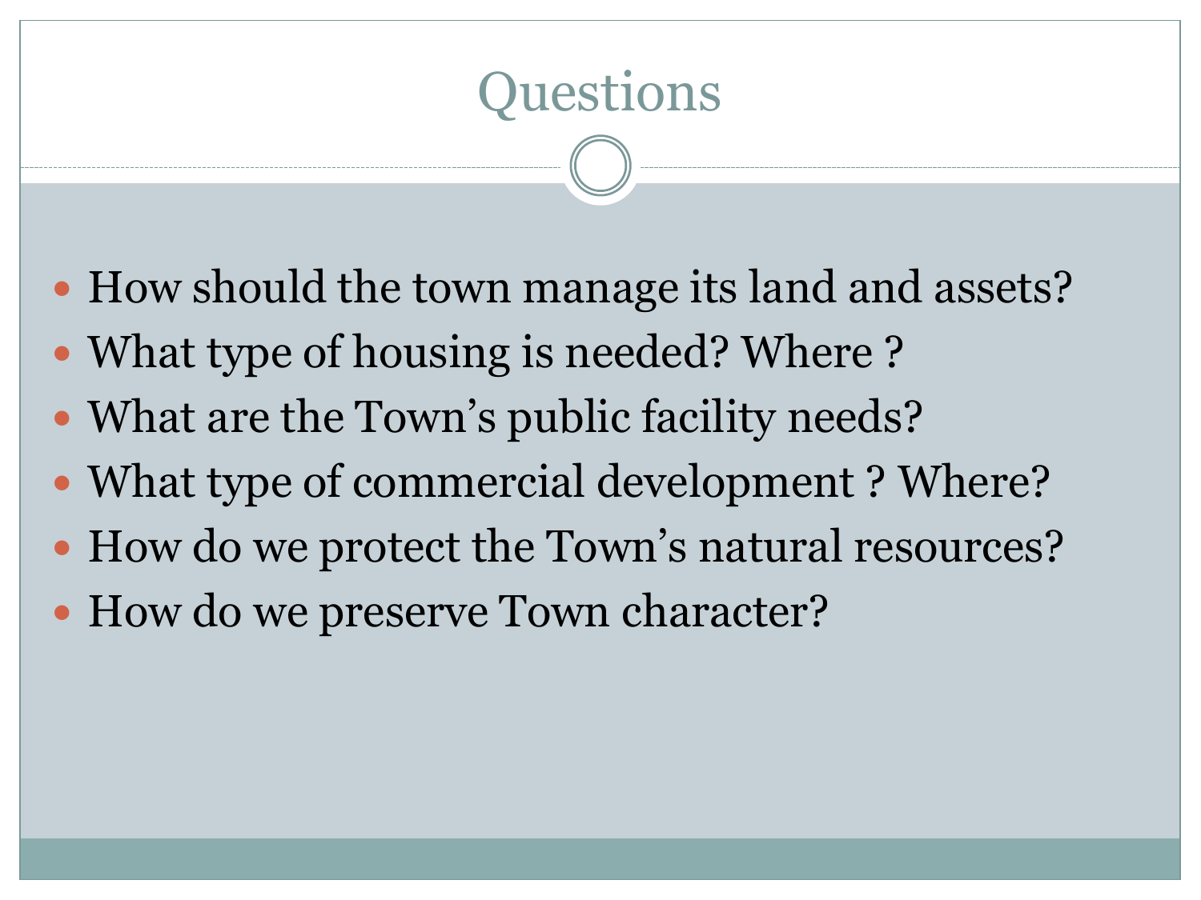# Questions

- How should the town manage its land and assets?
- What type of housing is needed? Where ?
- What are the Town's public facility needs?
- What type of commercial development ? Where?
- How do we protect the Town's natural resources?
- How do we preserve Town character?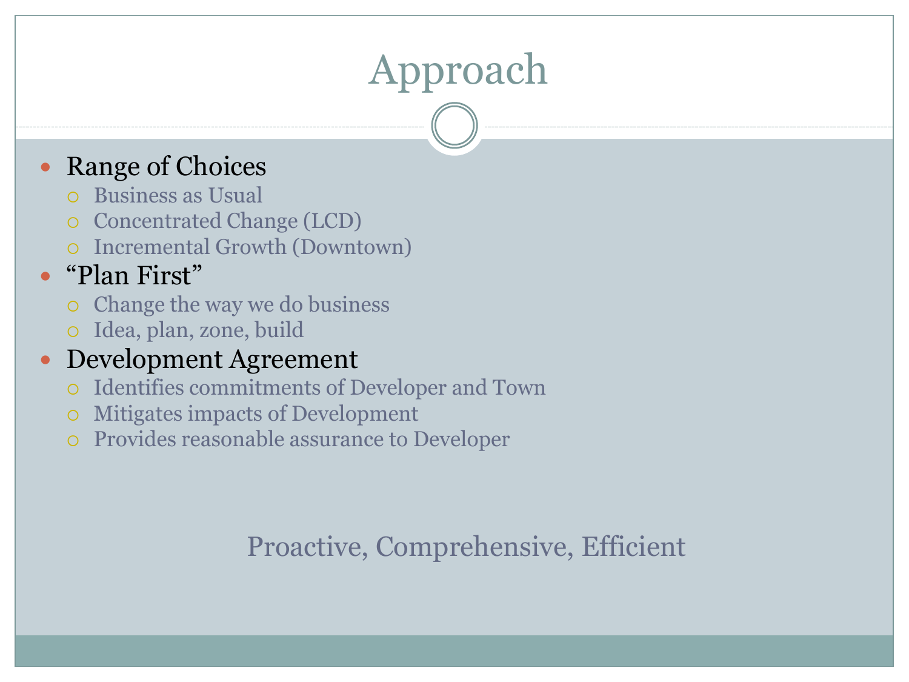# Approach

- Range of Choices
  - Business as Usual
  - Concentrated Change (LCD)
  - Incremental Growth (Downtown)
- "Plan First"
  - Change the way we do business
  - Idea, plan, zone, build
- Development Agreement
  - Identifies commitments of Developer and Town
  - Mitigates impacts of Development
  - Provides reasonable assurance to Developer

Proactive, Comprehensive, Efficient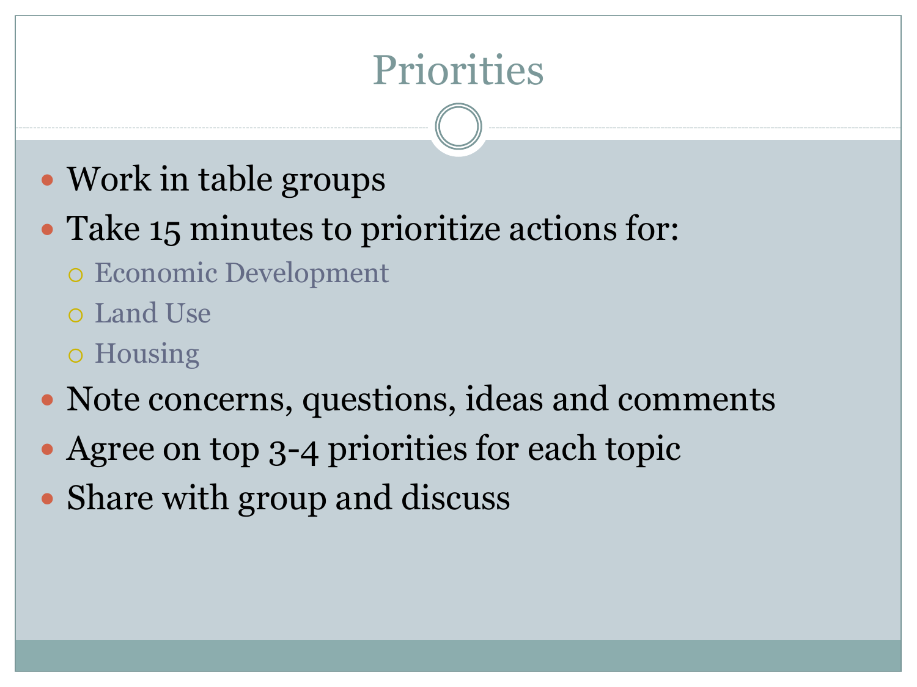# Priorities

- Work in table groups
- Take 15 minutes to prioritize actions for:
  - Economic Development
  - Land Use
  - Housing
- Note concerns, questions, ideas and comments
- Agree on top 3-4 priorities for each topic
- Share with group and discuss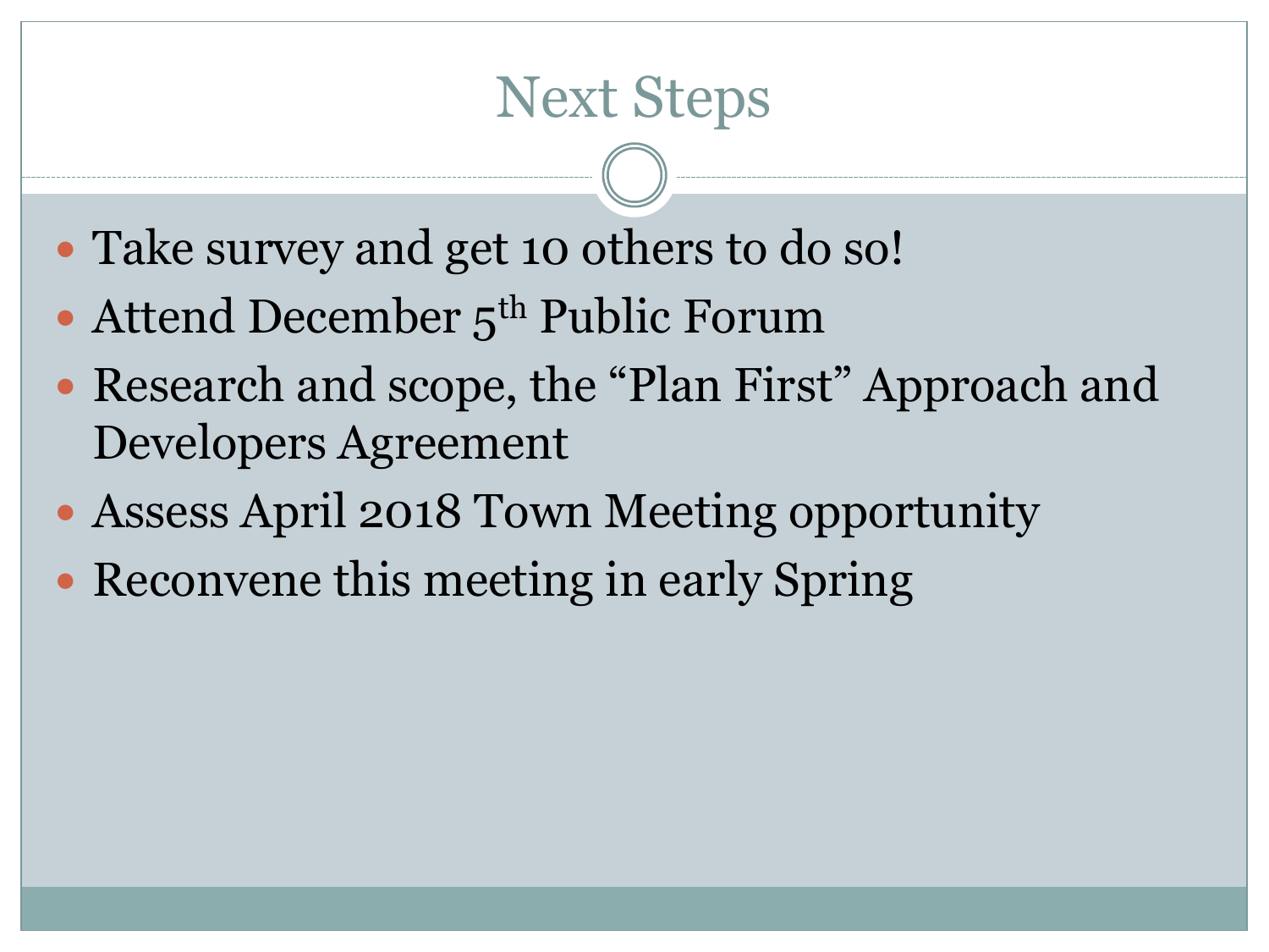# Next Steps

- Take survey and get 10 others to do so!
- Attend December 5th Public Forum
- Research and scope, the "Plan First" Approach and Developers Agreement
- Assess April 2018 Town Meeting opportunity
- Reconvene this meeting in early Spring